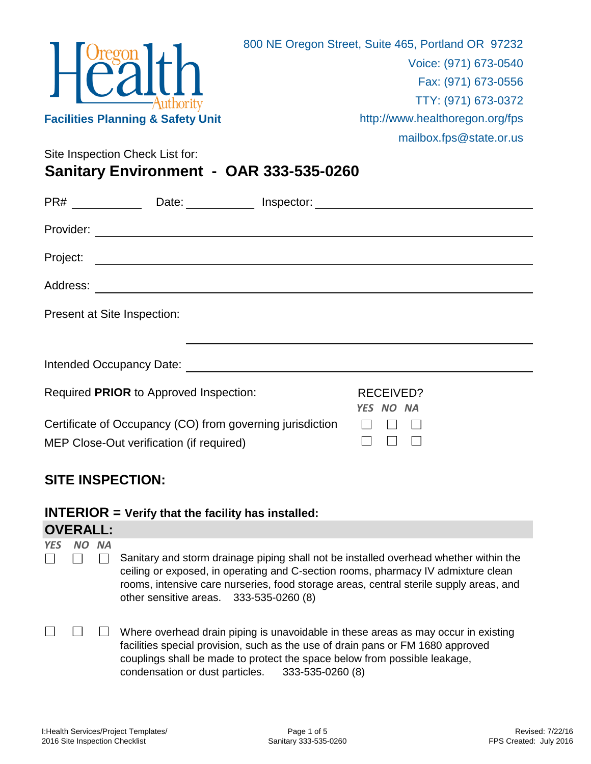Oregon Health Authority

**Facilities Planning & Safety Unit**

800 NE Oregon Street, Suite 465, Portland OR 97232
Voice: (971) 673-0540
Fax: (971) 673-0556
TTY: (971) 673-0372
http://www.healthoregon.org/fps
mailbox.fps@state.or.us

Site Inspection Check List for:

# Sanitary Environment - OAR 333-535-0260

PR# ____________ Date: ____________ Inspector: ______________________________

Provider: ______________________________________________________________

Project: _______________________________________________________________

Address: _______________________________________________________________

Present at Site Inspection:

_______________________________________________________________

Intended Occupancy Date: _______________________________________________

| Required **PRIOR** to Approved Inspection: | RECEIVED? *YES* | *NO* | *NA* |
|---|---|---|---|
| Certificate of Occupancy (CO) from governing jurisdiction | ☐ | ☐ | ☐ |
| MEP Close-Out verification (if required) | ☐ | ☐ | ☐ |

## SITE INSPECTION:

### INTERIOR = Verify that the facility has installed:

### OVERALL:

| *YES* | *NO* | *NA* | |
|---|---|---|---|
| ☐ | ☐ | ☐ | Sanitary and storm drainage piping shall not be installed overhead whether within the ceiling or exposed, in operating and C-section rooms, pharmacy IV admixture clean rooms, intensive care nurseries, food storage areas, central sterile supply areas, and other sensitive areas. 333-535-0260 (8) |
| ☐ | ☐ | ☐ | Where overhead drain piping is unavoidable in these areas as may occur in existing facilities special provision, such as the use of drain pans or FM 1680 approved couplings shall be made to protect the space below from possible leakage, condensation or dust particles. 333-535-0260 (8) |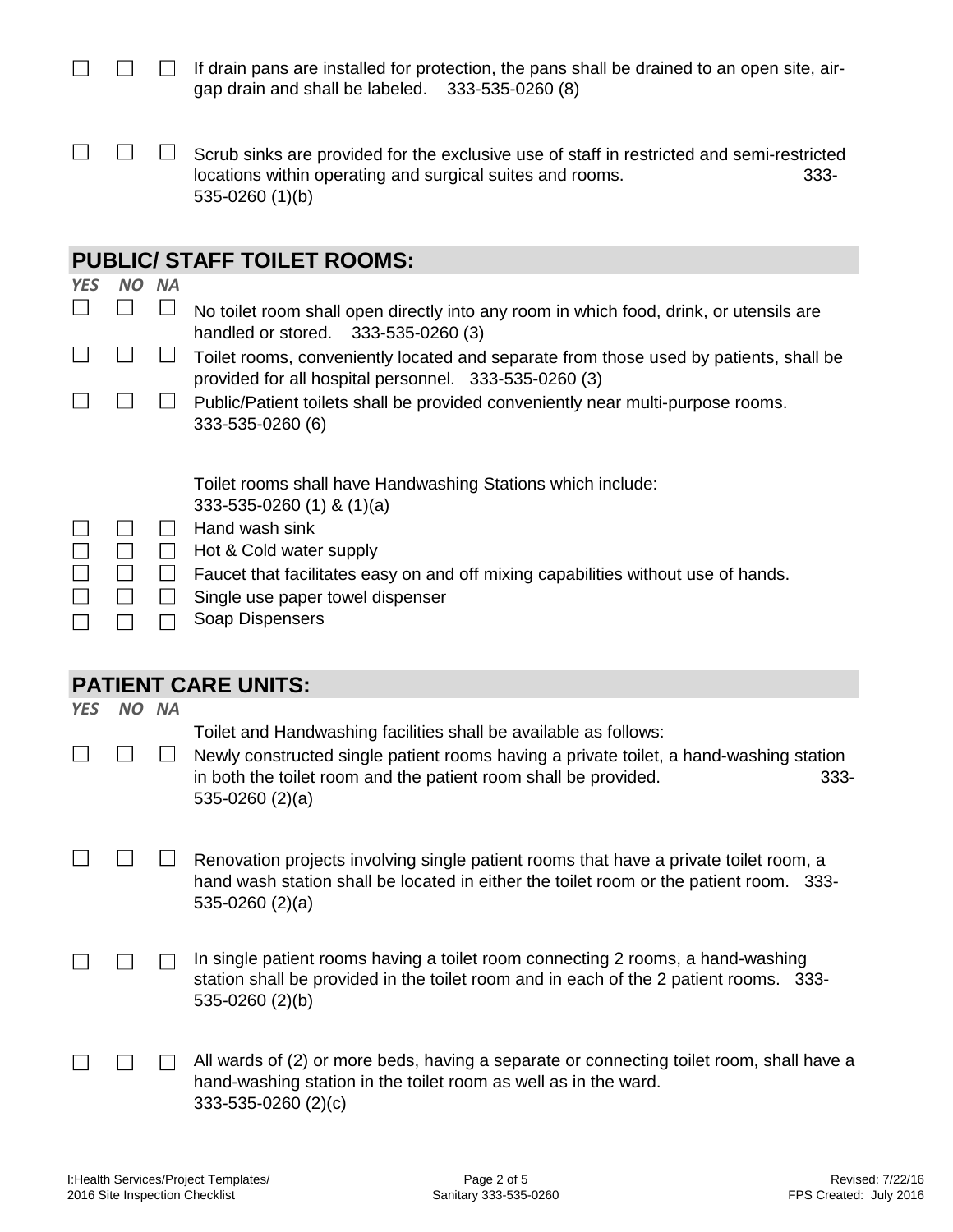| | | | |
|---|---|---|---|
| ☐ | ☐ | ☐ | If drain pans are installed for protection, the pans shall be drained to an open site, air-gap drain and shall be labeled. 333-535-0260 (8) |
| ☐ | ☐ | ☐ | Scrub sinks are provided for the exclusive use of staff in restricted and semi-restricted locations within operating and surgical suites and rooms. 333-535-0260 (1)(b) |

## PUBLIC/ STAFF TOILET ROOMS:

| *YES* | *NO* | *NA* | |
|---|---|---|---|
| ☐ | ☐ | ☐ | No toilet room shall open directly into any room in which food, drink, or utensils are handled or stored. 333-535-0260 (3) |
| ☐ | ☐ | ☐ | Toilet rooms, conveniently located and separate from those used by patients, shall be provided for all hospital personnel. 333-535-0260 (3) |
| ☐ | ☐ | ☐ | Public/Patient toilets shall be provided conveniently near multi-purpose rooms. 333-535-0260 (6) |
| | | | Toilet rooms shall have Handwashing Stations which include: 333-535-0260 (1) & (1)(a) |
| ☐ | ☐ | ☐ | Hand wash sink |
| ☐ | ☐ | ☐ | Hot & Cold water supply |
| ☐ | ☐ | ☐ | Faucet that facilitates easy on and off mixing capabilities without use of hands. |
| ☐ | ☐ | ☐ | Single use paper towel dispenser |
| ☐ | ☐ | ☐ | Soap Dispensers |

## PATIENT CARE UNITS:

| *YES* | *NO* | *NA* | |
|---|---|---|---|
| | | | Toilet and Handwashing facilities shall be available as follows: |
| ☐ | ☐ | ☐ | Newly constructed single patient rooms having a private toilet, a hand-washing station in both the toilet room and the patient room shall be provided. 333-535-0260 (2)(a) |
| ☐ | ☐ | ☐ | Renovation projects involving single patient rooms that have a private toilet room, a hand wash station shall be located in either the toilet room or the patient room. 333-535-0260 (2)(a) |
| ☐ | ☐ | ☐ | In single patient rooms having a toilet room connecting 2 rooms, a hand-washing station shall be provided in the toilet room and in each of the 2 patient rooms. 333-535-0260 (2)(b) |
| ☐ | ☐ | ☐ | All wards of (2) or more beds, having a separate or connecting toilet room, shall have a hand-washing station in the toilet room as well as in the ward. 333-535-0260 (2)(c) |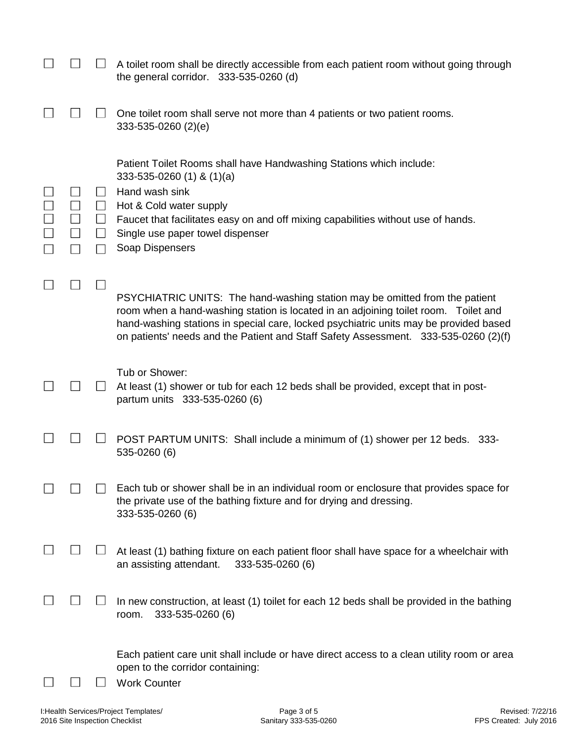☐ ☐ ☐ A toilet room shall be directly accessible from each patient room without going through the general corridor. 333-535-0260 (d)

☐ ☐ ☐ One toilet room shall serve not more than 4 patients or two patient rooms. 333-535-0260 (2)(e)

Patient Toilet Rooms shall have Handwashing Stations which include: 333-535-0260 (1) & (1)(a)

☐ ☐ ☐ Hand wash sink
☐ ☐ ☐ Hot & Cold water supply
☐ ☐ ☐ Faucet that facilitates easy on and off mixing capabilities without use of hands.
☐ ☐ ☐ Single use paper towel dispenser
☐ ☐ ☐ Soap Dispensers

☐ ☐ ☐ PSYCHIATRIC UNITS: The hand-washing station may be omitted from the patient room when a hand-washing station is located in an adjoining toilet room. Toilet and hand-washing stations in special care, locked psychiatric units may be provided based on patients' needs and the Patient and Staff Safety Assessment. 333-535-0260 (2)(f)

Tub or Shower:

☐ ☐ ☐ At least (1) shower or tub for each 12 beds shall be provided, except that in post-partum units 333-535-0260 (6)

☐ ☐ ☐ POST PARTUM UNITS: Shall include a minimum of (1) shower per 12 beds. 333-535-0260 (6)

☐ ☐ ☐ Each tub or shower shall be in an individual room or enclosure that provides space for the private use of the bathing fixture and for drying and dressing. 333-535-0260 (6)

☐ ☐ ☐ At least (1) bathing fixture on each patient floor shall have space for a wheelchair with an assisting attendant. 333-535-0260 (6)

☐ ☐ ☐ In new construction, at least (1) toilet for each 12 beds shall be provided in the bathing room. 333-535-0260 (6)

Each patient care unit shall include or have direct access to a clean utility room or area open to the corridor containing:

☐ ☐ ☐ Work Counter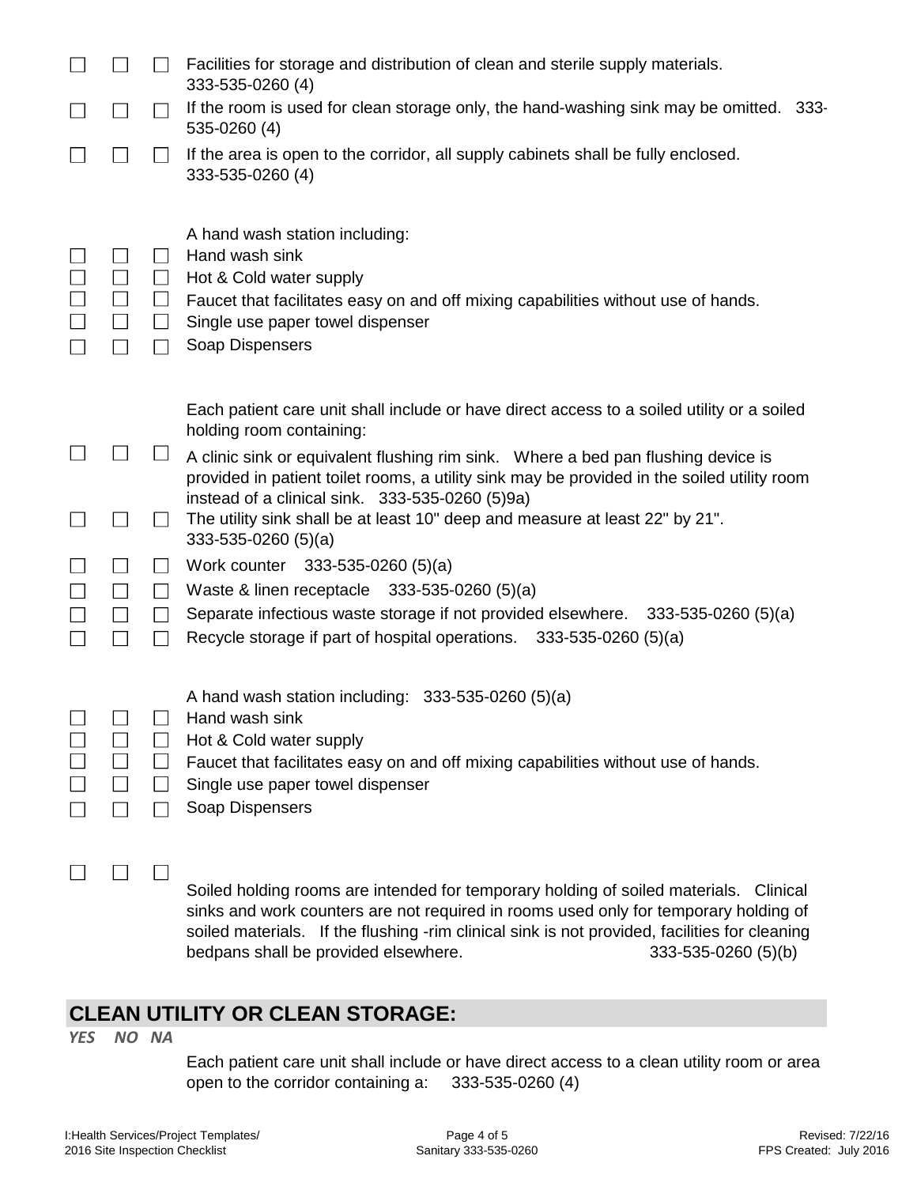☐ ☐ ☐ Facilities for storage and distribution of clean and sterile supply materials. 333-535-0260 (4)

☐ ☐ ☐ If the room is used for clean storage only, the hand-washing sink may be omitted. 333-535-0260 (4)

☐ ☐ ☐ If the area is open to the corridor, all supply cabinets shall be fully enclosed. 333-535-0260 (4)

A hand wash station including:

☐ ☐ ☐ Hand wash sink

☐ ☐ ☐ Hot & Cold water supply

☐ ☐ ☐ Faucet that facilitates easy on and off mixing capabilities without use of hands.

☐ ☐ ☐ Single use paper towel dispenser

☐ ☐ ☐ Soap Dispensers

Each patient care unit shall include or have direct access to a soiled utility or a soiled holding room containing:

☐ ☐ ☐ A clinic sink or equivalent flushing rim sink. Where a bed pan flushing device is provided in patient toilet rooms, a utility sink may be provided in the soiled utility room instead of a clinical sink. 333-535-0260 (5)9a)

☐ ☐ ☐ The utility sink shall be at least 10" deep and measure at least 22" by 21". 333-535-0260 (5)(a)

☐ ☐ ☐ Work counter 333-535-0260 (5)(a)

☐ ☐ ☐ Waste & linen receptacle 333-535-0260 (5)(a)

☐ ☐ ☐ Separate infectious waste storage if not provided elsewhere. 333-535-0260 (5)(a)

☐ ☐ ☐ Recycle storage if part of hospital operations. 333-535-0260 (5)(a)

A hand wash station including: 333-535-0260 (5)(a)

☐ ☐ ☐ Hand wash sink

☐ ☐ ☐ Hot & Cold water supply

☐ ☐ ☐ Faucet that facilitates easy on and off mixing capabilities without use of hands.

☐ ☐ ☐ Single use paper towel dispenser

☐ ☐ ☐ Soap Dispensers

☐ ☐ ☐ Soiled holding rooms are intended for temporary holding of soiled materials. Clinical sinks and work counters are not required in rooms used only for temporary holding of soiled materials. If the flushing -rim clinical sink is not provided, facilities for cleaning bedpans shall be provided elsewhere. 333-535-0260 (5)(b)

## CLEAN UTILITY OR CLEAN STORAGE:

*YES NO NA*

Each patient care unit shall include or have direct access to a clean utility room or area open to the corridor containing a: 333-535-0260 (4)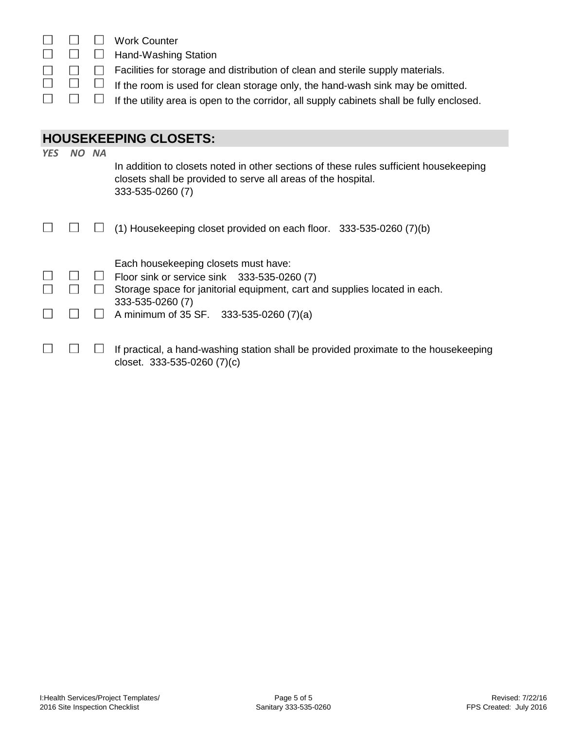☐ ☐ ☐ Work Counter
☐ ☐ ☐ Hand-Washing Station
☐ ☐ ☐ Facilities for storage and distribution of clean and sterile supply materials.
☐ ☐ ☐ If the room is used for clean storage only, the hand-wash sink may be omitted.
☐ ☐ ☐ If the utility area is open to the corridor, all supply cabinets shall be fully enclosed.

## HOUSEKEEPING CLOSETS:

***YES NO NA***

In addition to closets noted in other sections of these rules sufficient housekeeping closets shall be provided to serve all areas of the hospital.
333-535-0260 (7)

☐ ☐ ☐ (1) Housekeeping closet provided on each floor. 333-535-0260 (7)(b)

Each housekeeping closets must have:

☐ ☐ ☐ Floor sink or service sink 333-535-0260 (7)
☐ ☐ ☐ Storage space for janitorial equipment, cart and supplies located in each. 333-535-0260 (7)
☐ ☐ ☐ A minimum of 35 SF. 333-535-0260 (7)(a)

☐ ☐ ☐ If practical, a hand-washing station shall be provided proximate to the housekeeping closet. 333-535-0260 (7)(c)